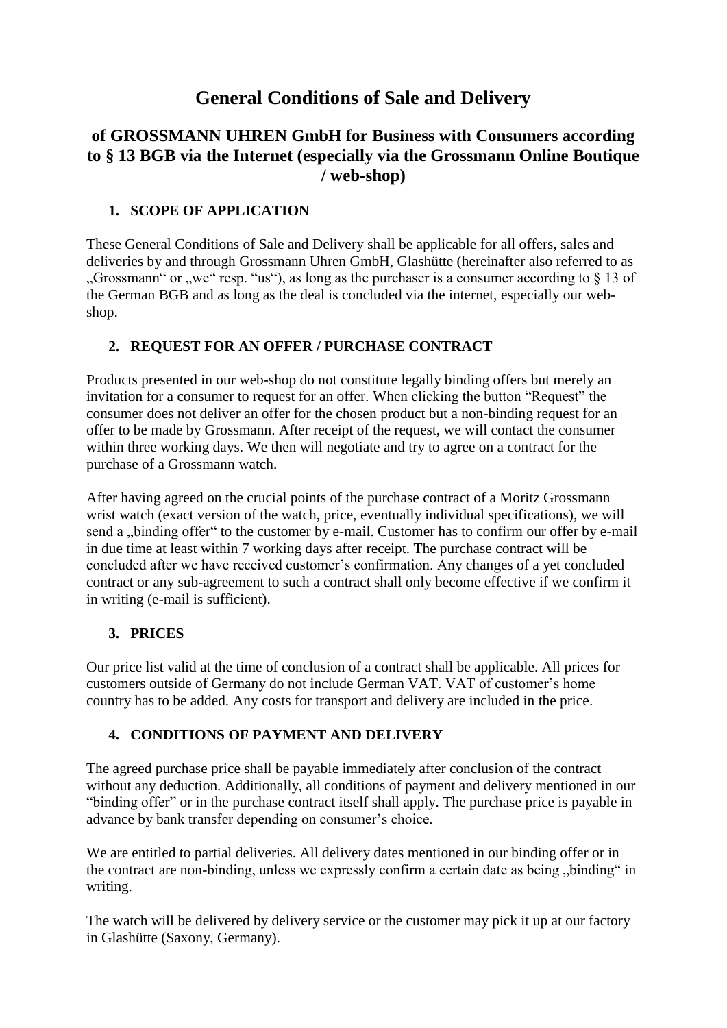# General Conditions of Sale and Delivery

## of GROSSMANN UHREN GmbH for Business with Consumers according to § 13 BGB via the Internet (especially via the Grossmann Online Boutique / web-shop)

### 1. SCOPE OF APPLICATION

These General Conditions of Sale and Delivery shall be applicable for all offers, sales and deliveries by and through Grossmann Uhren GmbH, Glashütte (hereinafter also referred to as „Grossmann“ or „we“ resp. “us“), as long as the purchaser is a consumer according to § 13 of the German BGB and as long as the deal is concluded via the internet, especially our web-shop.

### 2. REQUEST FOR AN OFFER / PURCHASE CONTRACT

Products presented in our web-shop do not constitute legally binding offers but merely an invitation for a consumer to request for an offer. When clicking the button “Request” the consumer does not deliver an offer for the chosen product but a non-binding request for an offer to be made by Grossmann. After receipt of the request, we will contact the consumer within three working days. We then will negotiate and try to agree on a contract for the purchase of a Grossmann watch.

After having agreed on the crucial points of the purchase contract of a Moritz Grossmann wrist watch (exact version of the watch, price, eventually individual specifications), we will send a „binding offer“ to the customer by e-mail. Customer has to confirm our offer by e-mail in due time at least within 7 working days after receipt. The purchase contract will be concluded after we have received customer’s confirmation. Any changes of a yet concluded contract or any sub-agreement to such a contract shall only become effective if we confirm it in writing (e-mail is sufficient).

### 3. PRICES

Our price list valid at the time of conclusion of a contract shall be applicable. All prices for customers outside of Germany do not include German VAT. VAT of customer’s home country has to be added. Any costs for transport and delivery are included in the price.

### 4. CONDITIONS OF PAYMENT AND DELIVERY

The agreed purchase price shall be payable immediately after conclusion of the contract without any deduction. Additionally, all conditions of payment and delivery mentioned in our “binding offer” or in the purchase contract itself shall apply. The purchase price is payable in advance by bank transfer depending on consumer’s choice.

We are entitled to partial deliveries. All delivery dates mentioned in our binding offer or in the contract are non-binding, unless we expressly confirm a certain date as being „binding“ in writing.

The watch will be delivered by delivery service or the customer may pick it up at our factory in Glashütte (Saxony, Germany).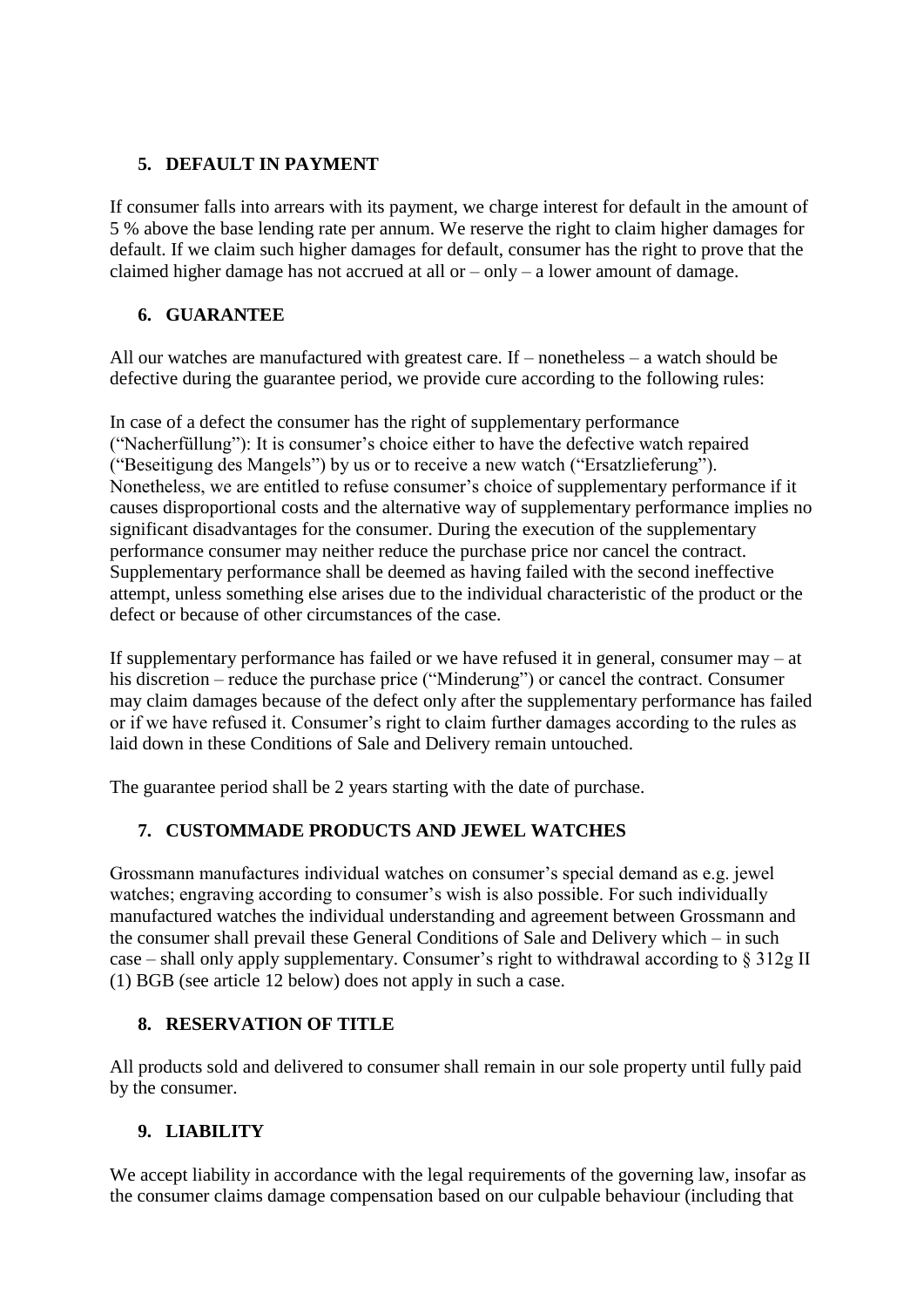## 5. DEFAULT IN PAYMENT

If consumer falls into arrears with its payment, we charge interest for default in the amount of 5 % above the base lending rate per annum. We reserve the right to claim higher damages for default. If we claim such higher damages for default, consumer has the right to prove that the claimed higher damage has not accrued at all or – only – a lower amount of damage.

## 6. GUARANTEE

All our watches are manufactured with greatest care. If – nonetheless – a watch should be defective during the guarantee period, we provide cure according to the following rules:

In case of a defect the consumer has the right of supplementary performance ("Nacherfüllung"): It is consumer's choice either to have the defective watch repaired ("Beseitigung des Mangels") by us or to receive a new watch ("Ersatzlieferung"). Nonetheless, we are entitled to refuse consumer's choice of supplementary performance if it causes disproportional costs and the alternative way of supplementary performance implies no significant disadvantages for the consumer. During the execution of the supplementary performance consumer may neither reduce the purchase price nor cancel the contract. Supplementary performance shall be deemed as having failed with the second ineffective attempt, unless something else arises due to the individual characteristic of the product or the defect or because of other circumstances of the case.

If supplementary performance has failed or we have refused it in general, consumer may – at his discretion – reduce the purchase price ("Minderung") or cancel the contract. Consumer may claim damages because of the defect only after the supplementary performance has failed or if we have refused it. Consumer's right to claim further damages according to the rules as laid down in these Conditions of Sale and Delivery remain untouched.

The guarantee period shall be 2 years starting with the date of purchase.

## 7. CUSTOMMADE PRODUCTS AND JEWEL WATCHES

Grossmann manufactures individual watches on consumer's special demand as e.g. jewel watches; engraving according to consumer's wish is also possible. For such individually manufactured watches the individual understanding and agreement between Grossmann and the consumer shall prevail these General Conditions of Sale and Delivery which – in such case – shall only apply supplementary. Consumer's right to withdrawal according to § 312g II (1) BGB (see article 12 below) does not apply in such a case.

## 8. RESERVATION OF TITLE

All products sold and delivered to consumer shall remain in our sole property until fully paid by the consumer.

## 9. LIABILITY

We accept liability in accordance with the legal requirements of the governing law, insofar as the consumer claims damage compensation based on our culpable behaviour (including that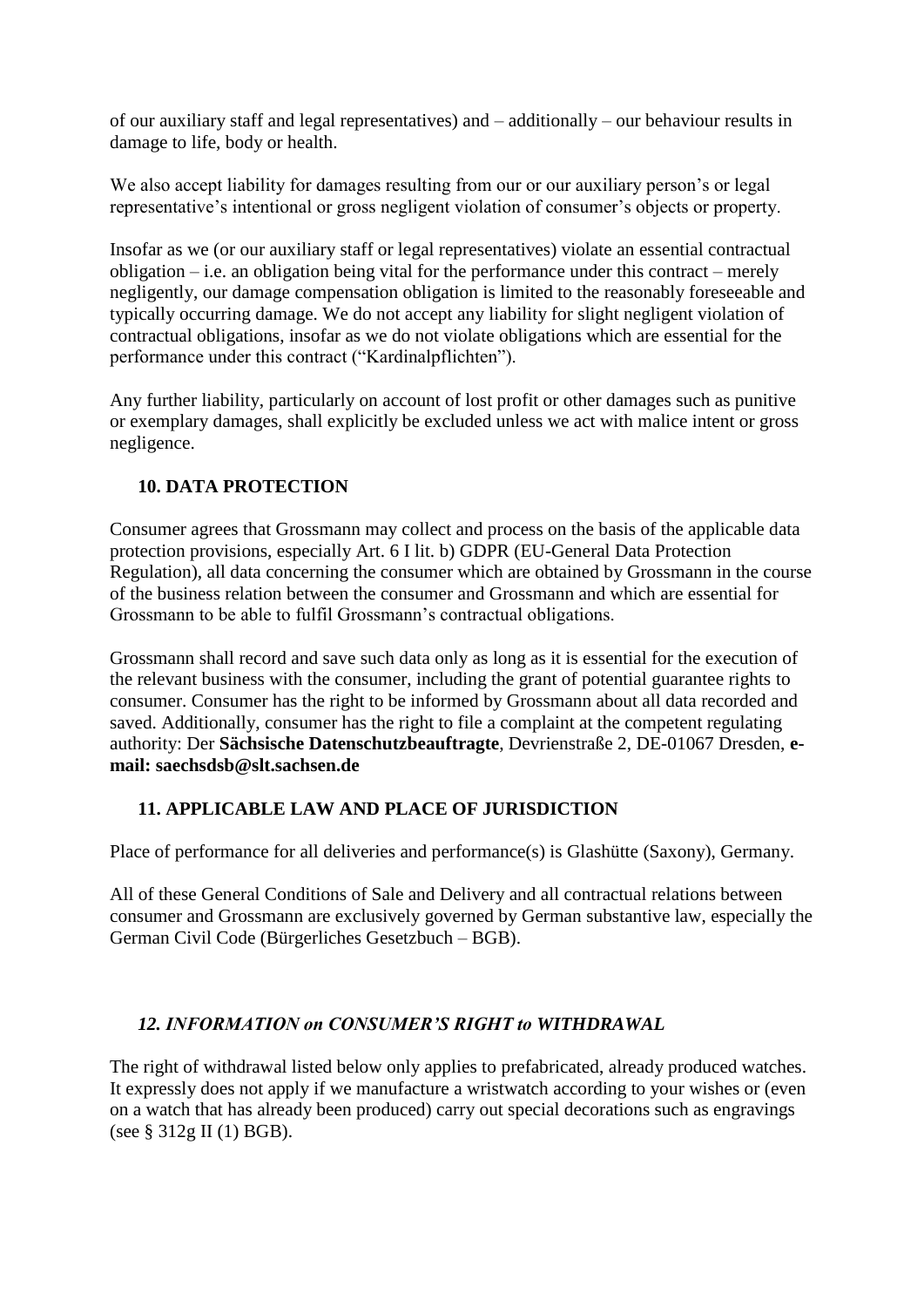of our auxiliary staff and legal representatives) and – additionally – our behaviour results in damage to life, body or health.

We also accept liability for damages resulting from our or our auxiliary person's or legal representative's intentional or gross negligent violation of consumer's objects or property.

Insofar as we (or our auxiliary staff or legal representatives) violate an essential contractual obligation – i.e. an obligation being vital for the performance under this contract – merely negligently, our damage compensation obligation is limited to the reasonably foreseeable and typically occurring damage. We do not accept any liability for slight negligent violation of contractual obligations, insofar as we do not violate obligations which are essential for the performance under this contract ("Kardinalpflichten").

Any further liability, particularly on account of lost profit or other damages such as punitive or exemplary damages, shall explicitly be excluded unless we act with malice intent or gross negligence.

## 10. DATA PROTECTION

Consumer agrees that Grossmann may collect and process on the basis of the applicable data protection provisions, especially Art. 6 I lit. b) GDPR (EU-General Data Protection Regulation), all data concerning the consumer which are obtained by Grossmann in the course of the business relation between the consumer and Grossmann and which are essential for Grossmann to be able to fulfil Grossmann's contractual obligations.

Grossmann shall record and save such data only as long as it is essential for the execution of the relevant business with the consumer, including the grant of potential guarantee rights to consumer. Consumer has the right to be informed by Grossmann about all data recorded and saved. Additionally, consumer has the right to file a complaint at the competent regulating authority: Der **Sächsische Datenschutzbeauftragte**, Devrienstraße 2, DE-01067 Dresden, **e-mail: saechsdsb@slt.sachsen.de**

## 11. APPLICABLE LAW AND PLACE OF JURISDICTION

Place of performance for all deliveries and performance(s) is Glashütte (Saxony), Germany.

All of these General Conditions of Sale and Delivery and all contractual relations between consumer and Grossmann are exclusively governed by German substantive law, especially the German Civil Code (Bürgerliches Gesetzbuch – BGB).

## *12. INFORMATION on CONSUMER'S RIGHT to WITHDRAWAL*

The right of withdrawal listed below only applies to prefabricated, already produced watches. It expressly does not apply if we manufacture a wristwatch according to your wishes or (even on a watch that has already been produced) carry out special decorations such as engravings (see § 312g II (1) BGB).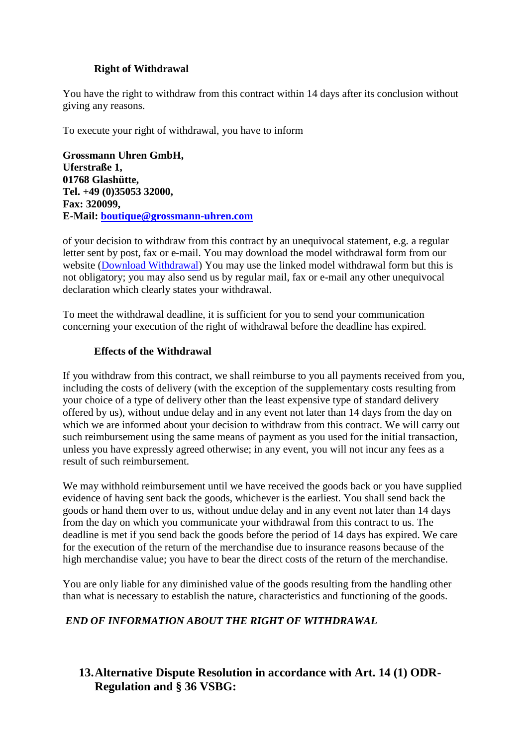### Right of Withdrawal

You have the right to withdraw from this contract within 14 days after its conclusion without giving any reasons.

To execute your right of withdrawal, you have to inform

**Grossmann Uhren GmbH,**
**Uferstraße 1,**
**01768 Glashütte,**
**Tel. +49 (0)35053 32000,**
**Fax: 320099,**
**E-Mail: boutique@grossmann-uhren.com**

of your decision to withdraw from this contract by an unequivocal statement, e.g. a regular letter sent by post, fax or e-mail. You may download the model withdrawal form from our website (Download Withdrawal) You may use the linked model withdrawal form but this is not obligatory; you may also send us by regular mail, fax or e-mail any other unequivocal declaration which clearly states your withdrawal.

To meet the withdrawal deadline, it is sufficient for you to send your communication concerning your execution of the right of withdrawal before the deadline has expired.

### Effects of the Withdrawal

If you withdraw from this contract, we shall reimburse to you all payments received from you, including the costs of delivery (with the exception of the supplementary costs resulting from your choice of a type of delivery other than the least expensive type of standard delivery offered by us), without undue delay and in any event not later than 14 days from the day on which we are informed about your decision to withdraw from this contract. We will carry out such reimbursement using the same means of payment as you used for the initial transaction, unless you have expressly agreed otherwise; in any event, you will not incur any fees as a result of such reimbursement.

We may withhold reimbursement until we have received the goods back or you have supplied evidence of having sent back the goods, whichever is the earliest. You shall send back the goods or hand them over to us, without undue delay and in any event not later than 14 days from the day on which you communicate your withdrawal from this contract to us. The deadline is met if you send back the goods before the period of 14 days has expired. We care for the execution of the return of the merchandise due to insurance reasons because of the high merchandise value; you have to bear the direct costs of the return of the merchandise.

You are only liable for any diminished value of the goods resulting from the handling other than what is necessary to establish the nature, characteristics and functioning of the goods.

***END OF INFORMATION ABOUT THE RIGHT OF WITHDRAWAL***

## 13. Alternative Dispute Resolution in accordance with Art. 14 (1) ODR-Regulation and § 36 VSBG: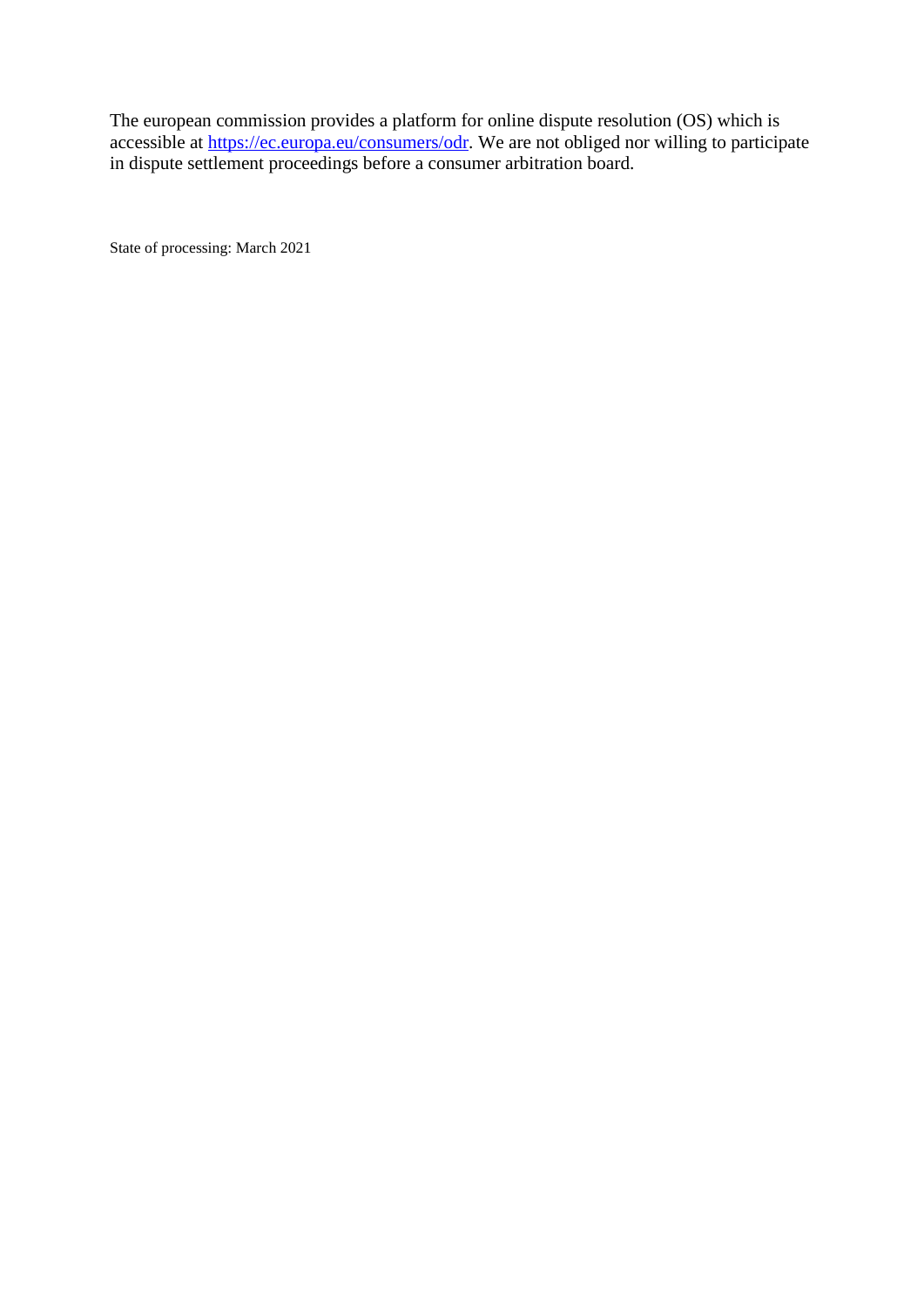The european commission provides a platform for online dispute resolution (OS) which is accessible at [https://ec.europa.eu/consumers/odr](https://ec.europa.eu/consumers/odr). We are not obliged nor willing to participate in dispute settlement proceedings before a consumer arbitration board.

State of processing: March 2021